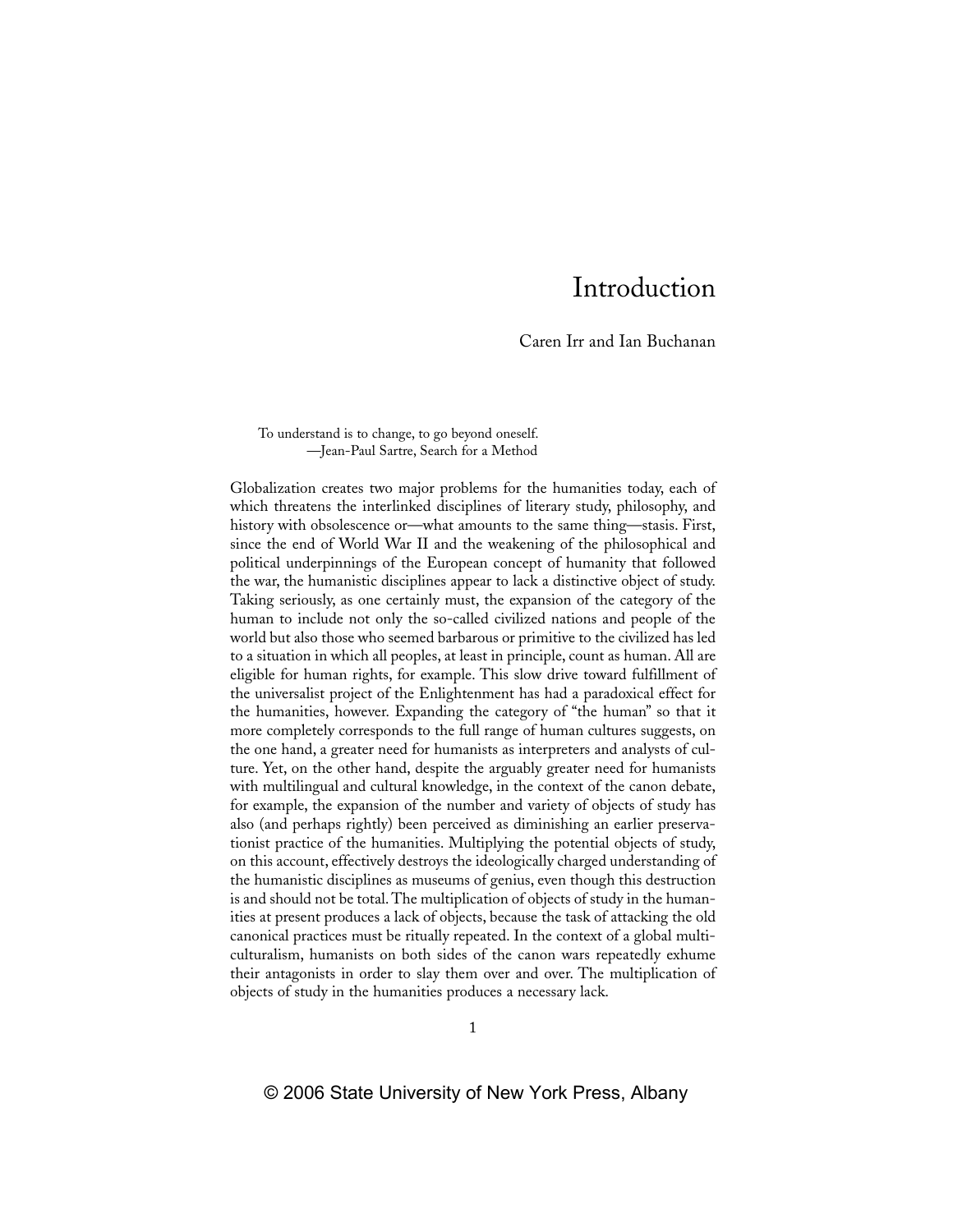# Introduction

Caren Irr and Ian Buchanan

> To understand is to change, to go beyond oneself.
> —Jean-Paul Sartre, Search for a Method

Globalization creates two major problems for the humanities today, each of which threatens the interlinked disciplines of literary study, philosophy, and history with obsolescence or—what amounts to the same thing—stasis. First, since the end of World War II and the weakening of the philosophical and political underpinnings of the European concept of humanity that followed the war, the humanistic disciplines appear to lack a distinctive object of study. Taking seriously, as one certainly must, the expansion of the category of the human to include not only the so-called civilized nations and people of the world but also those who seemed barbarous or primitive to the civilized has led to a situation in which all peoples, at least in principle, count as human. All are eligible for human rights, for example. This slow drive toward fulfillment of the universalist project of the Enlightenment has had a paradoxical effect for the humanities, however. Expanding the category of "the human" so that it more completely corresponds to the full range of human cultures suggests, on the one hand, a greater need for humanists as interpreters and analysts of culture. Yet, on the other hand, despite the arguably greater need for humanists with multilingual and cultural knowledge, in the context of the canon debate, for example, the expansion of the number and variety of objects of study has also (and perhaps rightly) been perceived as diminishing an earlier preservationist practice of the humanities. Multiplying the potential objects of study, on this account, effectively destroys the ideologically charged understanding of the humanistic disciplines as museums of genius, even though this destruction is and should not be total. The multiplication of objects of study in the humanities at present produces a lack of objects, because the task of attacking the old canonical practices must be ritually repeated. In the context of a global multiculturalism, humanists on both sides of the canon wars repeatedly exhume their antagonists in order to slay them over and over. The multiplication of objects of study in the humanities produces a necessary lack.

© 2006 State University of New York Press, Albany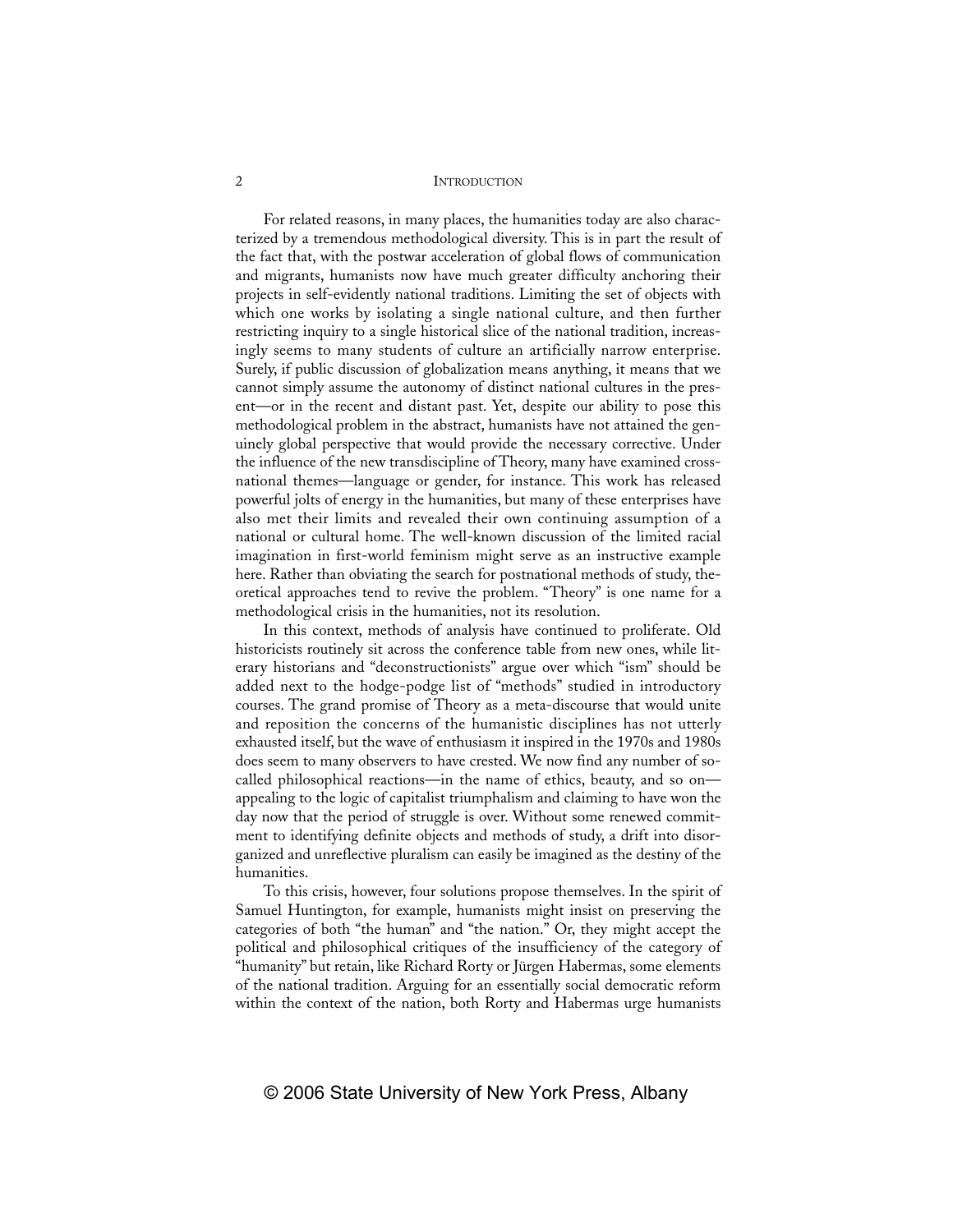For related reasons, in many places, the humanities today are also characterized by a tremendous methodological diversity. This is in part the result of the fact that, with the postwar acceleration of global flows of communication and migrants, humanists now have much greater difficulty anchoring their projects in self-evidently national traditions. Limiting the set of objects with which one works by isolating a single national culture, and then further restricting inquiry to a single historical slice of the national tradition, increasingly seems to many students of culture an artificially narrow enterprise. Surely, if public discussion of globalization means anything, it means that we cannot simply assume the autonomy of distinct national cultures in the present—or in the recent and distant past. Yet, despite our ability to pose this methodological problem in the abstract, humanists have not attained the genuinely global perspective that would provide the necessary corrective. Under the influence of the new transdiscipline of Theory, many have examined cross-national themes—language or gender, for instance. This work has released powerful jolts of energy in the humanities, but many of these enterprises have also met their limits and revealed their own continuing assumption of a national or cultural home. The well-known discussion of the limited racial imagination in first-world feminism might serve as an instructive example here. Rather than obviating the search for postnational methods of study, theoretical approaches tend to revive the problem. "Theory" is one name for a methodological crisis in the humanities, not its resolution.

In this context, methods of analysis have continued to proliferate. Old historicists routinely sit across the conference table from new ones, while literary historians and "deconstructionists" argue over which "ism" should be added next to the hodge-podge list of "methods" studied in introductory courses. The grand promise of Theory as a meta-discourse that would unite and reposition the concerns of the humanistic disciplines has not utterly exhausted itself, but the wave of enthusiasm it inspired in the 1970s and 1980s does seem to many observers to have crested. We now find any number of so-called philosophical reactions—in the name of ethics, beauty, and so on—appealing to the logic of capitalist triumphalism and claiming to have won the day now that the period of struggle is over. Without some renewed commitment to identifying definite objects and methods of study, a drift into disorganized and unreflective pluralism can easily be imagined as the destiny of the humanities.

To this crisis, however, four solutions propose themselves. In the spirit of Samuel Huntington, for example, humanists might insist on preserving the categories of both "the human" and "the nation." Or, they might accept the political and philosophical critiques of the insufficiency of the category of "humanity" but retain, like Richard Rorty or Jürgen Habermas, some elements of the national tradition. Arguing for an essentially social democratic reform within the context of the nation, both Rorty and Habermas urge humanists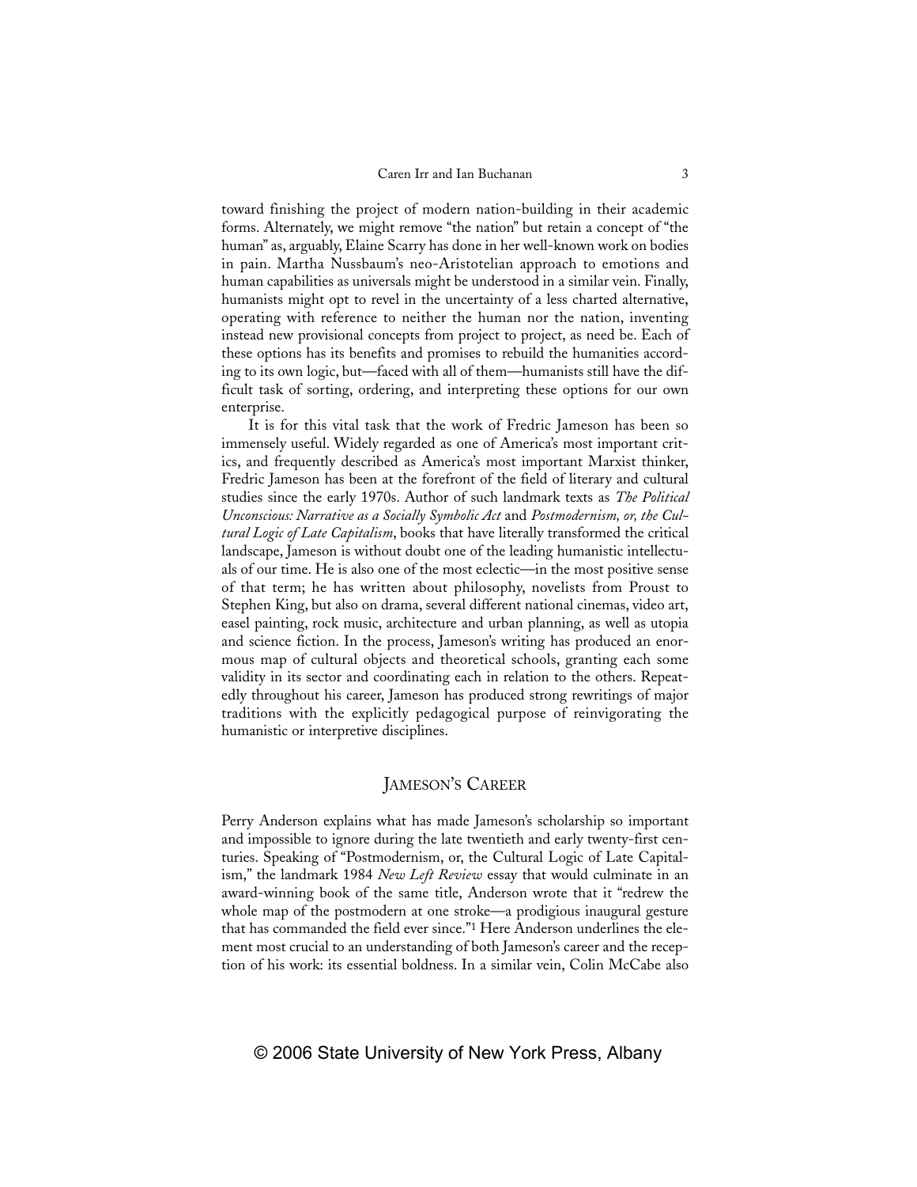toward finishing the project of modern nation-building in their academic forms. Alternately, we might remove "the nation" but retain a concept of "the human" as, arguably, Elaine Scarry has done in her well-known work on bodies in pain. Martha Nussbaum's neo-Aristotelian approach to emotions and human capabilities as universals might be understood in a similar vein. Finally, humanists might opt to revel in the uncertainty of a less charted alternative, operating with reference to neither the human nor the nation, inventing instead new provisional concepts from project to project, as need be. Each of these options has its benefits and promises to rebuild the humanities according to its own logic, but—faced with all of them—humanists still have the difficult task of sorting, ordering, and interpreting these options for our own enterprise.

It is for this vital task that the work of Fredric Jameson has been so immensely useful. Widely regarded as one of America's most important critics, and frequently described as America's most important Marxist thinker, Fredric Jameson has been at the forefront of the field of literary and cultural studies since the early 1970s. Author of such landmark texts as *The Political Unconscious: Narrative as a Socially Symbolic Act* and *Postmodernism, or, the Cultural Logic of Late Capitalism*, books that have literally transformed the critical landscape, Jameson is without doubt one of the leading humanistic intellectuals of our time. He is also one of the most eclectic—in the most positive sense of that term; he has written about philosophy, novelists from Proust to Stephen King, but also on drama, several different national cinemas, video art, easel painting, rock music, architecture and urban planning, as well as utopia and science fiction. In the process, Jameson's writing has produced an enormous map of cultural objects and theoretical schools, granting each some validity in its sector and coordinating each in relation to the others. Repeatedly throughout his career, Jameson has produced strong rewritings of major traditions with the explicitly pedagogical purpose of reinvigorating the humanistic or interpretive disciplines.

## JAMESON'S CAREER

Perry Anderson explains what has made Jameson's scholarship so important and impossible to ignore during the late twentieth and early twenty-first centuries. Speaking of "Postmodernism, or, the Cultural Logic of Late Capitalism," the landmark 1984 *New Left Review* essay that would culminate in an award-winning book of the same title, Anderson wrote that it "redrew the whole map of the postmodern at one stroke—a prodigious inaugural gesture that has commanded the field ever since."[1] Here Anderson underlines the element most crucial to an understanding of both Jameson's career and the reception of his work: its essential boldness. In a similar vein, Colin McCabe also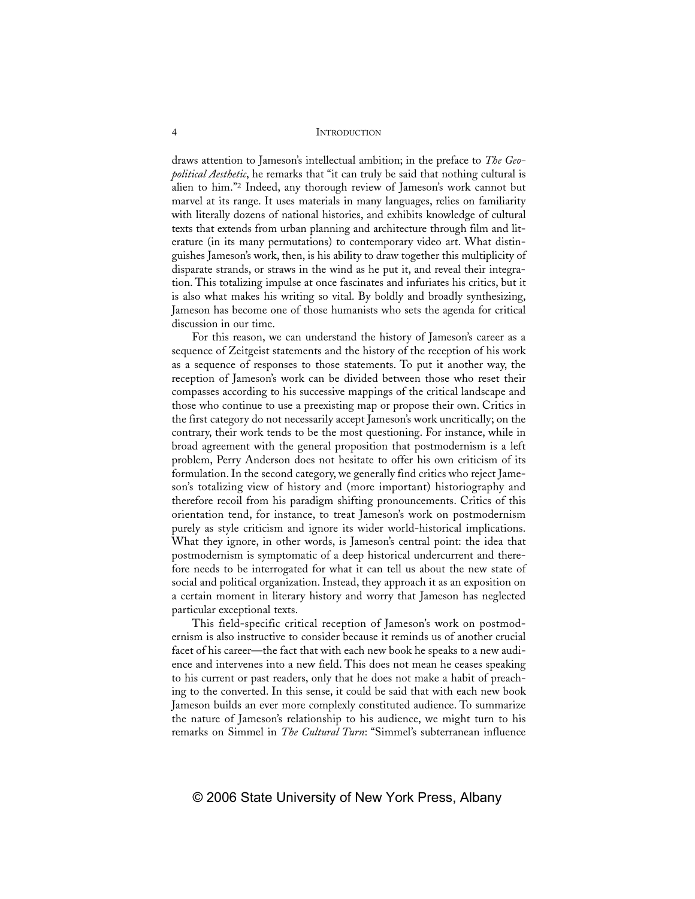draws attention to Jameson's intellectual ambition; in the preface to *The Geopolitical Aesthetic*, he remarks that "it can truly be said that nothing cultural is alien to him."[2] Indeed, any thorough review of Jameson's work cannot but marvel at its range. It uses materials in many languages, relies on familiarity with literally dozens of national histories, and exhibits knowledge of cultural texts that extends from urban planning and architecture through film and literature (in its many permutations) to contemporary video art. What distinguishes Jameson's work, then, is his ability to draw together this multiplicity of disparate strands, or straws in the wind as he put it, and reveal their integration. This totalizing impulse at once fascinates and infuriates his critics, but it is also what makes his writing so vital. By boldly and broadly synthesizing, Jameson has become one of those humanists who sets the agenda for critical discussion in our time.

For this reason, we can understand the history of Jameson's career as a sequence of Zeitgeist statements and the history of the reception of his work as a sequence of responses to those statements. To put it another way, the reception of Jameson's work can be divided between those who reset their compasses according to his successive mappings of the critical landscape and those who continue to use a preexisting map or propose their own. Critics in the first category do not necessarily accept Jameson's work uncritically; on the contrary, their work tends to be the most questioning. For instance, while in broad agreement with the general proposition that postmodernism is a left problem, Perry Anderson does not hesitate to offer his own criticism of its formulation. In the second category, we generally find critics who reject Jameson's totalizing view of history and (more important) historiography and therefore recoil from his paradigm shifting pronouncements. Critics of this orientation tend, for instance, to treat Jameson's work on postmodernism purely as style criticism and ignore its wider world-historical implications. What they ignore, in other words, is Jameson's central point: the idea that postmodernism is symptomatic of a deep historical undercurrent and therefore needs to be interrogated for what it can tell us about the new state of social and political organization. Instead, they approach it as an exposition on a certain moment in literary history and worry that Jameson has neglected particular exceptional texts.

This field-specific critical reception of Jameson's work on postmodernism is also instructive to consider because it reminds us of another crucial facet of his career—the fact that with each new book he speaks to a new audience and intervenes into a new field. This does not mean he ceases speaking to his current or past readers, only that he does not make a habit of preaching to the converted. In this sense, it could be said that with each new book Jameson builds an ever more complexly constituted audience. To summarize the nature of Jameson's relationship to his audience, we might turn to his remarks on Simmel in *The Cultural Turn*: "Simmel's subterranean influence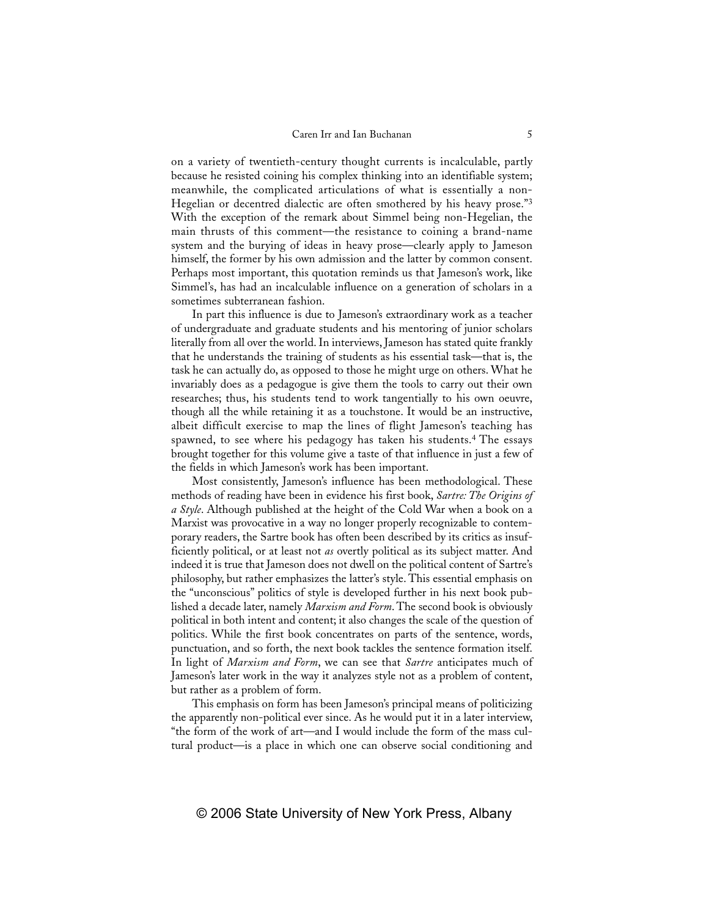on a variety of twentieth-century thought currents is incalculable, partly because he resisted coining his complex thinking into an identifiable system; meanwhile, the complicated articulations of what is essentially a non-Hegelian or decentred dialectic are often smothered by his heavy prose."[3] With the exception of the remark about Simmel being non-Hegelian, the main thrusts of this comment—the resistance to coining a brand-name system and the burying of ideas in heavy prose—clearly apply to Jameson himself, the former by his own admission and the latter by common consent. Perhaps most important, this quotation reminds us that Jameson's work, like Simmel's, has had an incalculable influence on a generation of scholars in a sometimes subterranean fashion.

In part this influence is due to Jameson's extraordinary work as a teacher of undergraduate and graduate students and his mentoring of junior scholars literally from all over the world. In interviews, Jameson has stated quite frankly that he understands the training of students as his essential task—that is, the task he can actually do, as opposed to those he might urge on others. What he invariably does as a pedagogue is give them the tools to carry out their own researches; thus, his students tend to work tangentially to his own oeuvre, though all the while retaining it as a touchstone. It would be an instructive, albeit difficult exercise to map the lines of flight Jameson's teaching has spawned, to see where his pedagogy has taken his students.[4] The essays brought together for this volume give a taste of that influence in just a few of the fields in which Jameson's work has been important.

Most consistently, Jameson's influence has been methodological. These methods of reading have been in evidence his first book, *Sartre: The Origins of a Style*. Although published at the height of the Cold War when a book on a Marxist was provocative in a way no longer properly recognizable to contemporary readers, the Sartre book has often been described by its critics as insufficiently political, or at least not *as* overtly political as its subject matter. And indeed it is true that Jameson does not dwell on the political content of Sartre's philosophy, but rather emphasizes the latter's style. This essential emphasis on the "unconscious" politics of style is developed further in his next book published a decade later, namely *Marxism and Form*. The second book is obviously political in both intent and content; it also changes the scale of the question of politics. While the first book concentrates on parts of the sentence, words, punctuation, and so forth, the next book tackles the sentence formation itself. In light of *Marxism and Form*, we can see that *Sartre* anticipates much of Jameson's later work in the way it analyzes style not as a problem of content, but rather as a problem of form.

This emphasis on form has been Jameson's principal means of politicizing the apparently non-political ever since. As he would put it in a later interview, "the form of the work of art—and I would include the form of the mass cultural product—is a place in which one can observe social conditioning and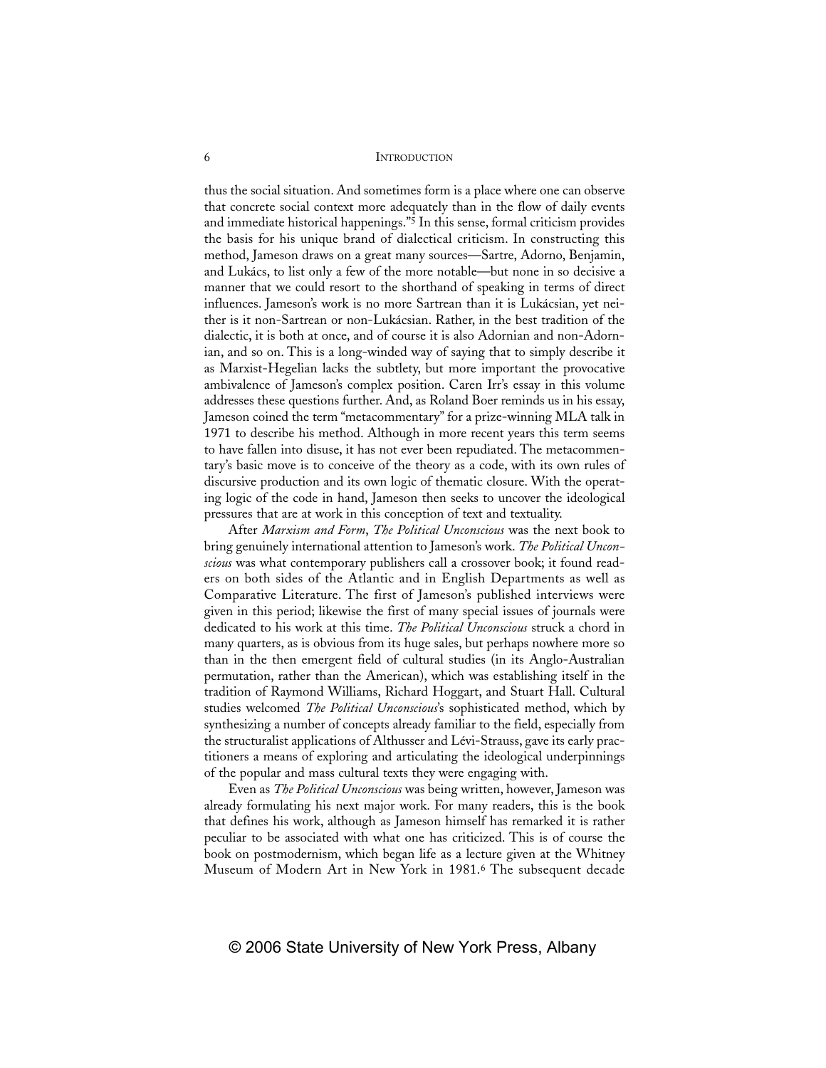thus the social situation. And sometimes form is a place where one can observe that concrete social context more adequately than in the flow of daily events and immediate historical happenings."[5] In this sense, formal criticism provides the basis for his unique brand of dialectical criticism. In constructing this method, Jameson draws on a great many sources—Sartre, Adorno, Benjamin, and Lukács, to list only a few of the more notable—but none in so decisive a manner that we could resort to the shorthand of speaking in terms of direct influences. Jameson's work is no more Sartrean than it is Lukácsian, yet neither is it non-Sartrean or non-Lukácsian. Rather, in the best tradition of the dialectic, it is both at once, and of course it is also Adornian and non-Adornian, and so on. This is a long-winded way of saying that to simply describe it as Marxist-Hegelian lacks the subtlety, but more important the provocative ambivalence of Jameson's complex position. Caren Irr's essay in this volume addresses these questions further. And, as Roland Boer reminds us in his essay, Jameson coined the term "metacommentary" for a prize-winning MLA talk in 1971 to describe his method. Although in more recent years this term seems to have fallen into disuse, it has not ever been repudiated. The metacommentary's basic move is to conceive of the theory as a code, with its own rules of discursive production and its own logic of thematic closure. With the operating logic of the code in hand, Jameson then seeks to uncover the ideological pressures that are at work in this conception of text and textuality.

After *Marxism and Form*, *The Political Unconscious* was the next book to bring genuinely international attention to Jameson's work. *The Political Unconscious* was what contemporary publishers call a crossover book; it found readers on both sides of the Atlantic and in English Departments as well as Comparative Literature. The first of Jameson's published interviews were given in this period; likewise the first of many special issues of journals were dedicated to his work at this time. *The Political Unconscious* struck a chord in many quarters, as is obvious from its huge sales, but perhaps nowhere more so than in the then emergent field of cultural studies (in its Anglo-Australian permutation, rather than the American), which was establishing itself in the tradition of Raymond Williams, Richard Hoggart, and Stuart Hall. Cultural studies welcomed *The Political Unconscious*'s sophisticated method, which by synthesizing a number of concepts already familiar to the field, especially from the structuralist applications of Althusser and Lévi-Strauss, gave its early practitioners a means of exploring and articulating the ideological underpinnings of the popular and mass cultural texts they were engaging with.

Even as *The Political Unconscious* was being written, however, Jameson was already formulating his next major work. For many readers, this is the book that defines his work, although as Jameson himself has remarked it is rather peculiar to be associated with what one has criticized. This is of course the book on postmodernism, which began life as a lecture given at the Whitney Museum of Modern Art in New York in 1981.[6] The subsequent decade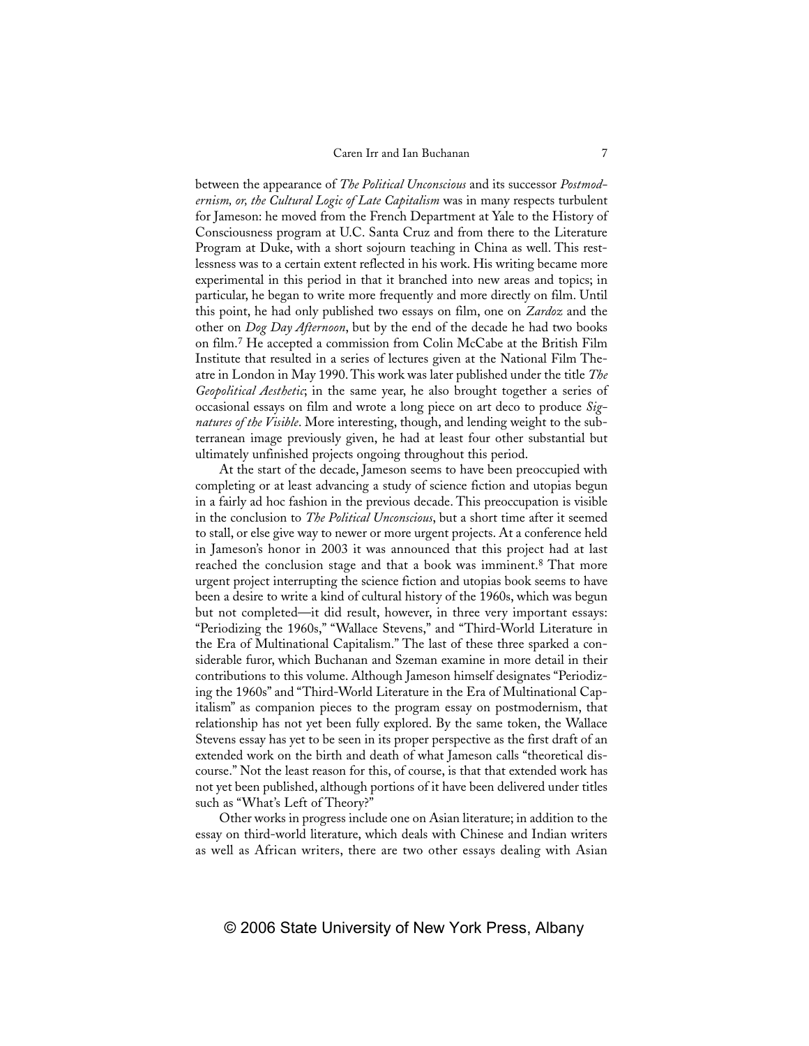between the appearance of *The Political Unconscious* and its successor *Postmodernism, or, the Cultural Logic of Late Capitalism* was in many respects turbulent for Jameson: he moved from the French Department at Yale to the History of Consciousness program at U.C. Santa Cruz and from there to the Literature Program at Duke, with a short sojourn teaching in China as well. This restlessness was to a certain extent reflected in his work. His writing became more experimental in this period in that it branched into new areas and topics; in particular, he began to write more frequently and more directly on film. Until this point, he had only published two essays on film, one on *Zardoz* and the other on *Dog Day Afternoon*, but by the end of the decade he had two books on film.[7] He accepted a commission from Colin McCabe at the British Film Institute that resulted in a series of lectures given at the National Film Theatre in London in May 1990. This work was later published under the title *The Geopolitical Aesthetic*; in the same year, he also brought together a series of occasional essays on film and wrote a long piece on art deco to produce *Signatures of the Visible*. More interesting, though, and lending weight to the subterranean image previously given, he had at least four other substantial but ultimately unfinished projects ongoing throughout this period.

At the start of the decade, Jameson seems to have been preoccupied with completing or at least advancing a study of science fiction and utopias begun in a fairly ad hoc fashion in the previous decade. This preoccupation is visible in the conclusion to *The Political Unconscious*, but a short time after it seemed to stall, or else give way to newer or more urgent projects. At a conference held in Jameson's honor in 2003 it was announced that this project had at last reached the conclusion stage and that a book was imminent.[8] That more urgent project interrupting the science fiction and utopias book seems to have been a desire to write a kind of cultural history of the 1960s, which was begun but not completed—it did result, however, in three very important essays: "Periodizing the 1960s," "Wallace Stevens," and "Third-World Literature in the Era of Multinational Capitalism." The last of these three sparked a considerable furor, which Buchanan and Szeman examine in more detail in their contributions to this volume. Although Jameson himself designates "Periodizing the 1960s" and "Third-World Literature in the Era of Multinational Capitalism" as companion pieces to the program essay on postmodernism, that relationship has not yet been fully explored. By the same token, the Wallace Stevens essay has yet to be seen in its proper perspective as the first draft of an extended work on the birth and death of what Jameson calls "theoretical discourse." Not the least reason for this, of course, is that that extended work has not yet been published, although portions of it have been delivered under titles such as "What's Left of Theory?"

Other works in progress include one on Asian literature; in addition to the essay on third-world literature, which deals with Chinese and Indian writers as well as African writers, there are two other essays dealing with Asian

© 2006 State University of New York Press, Albany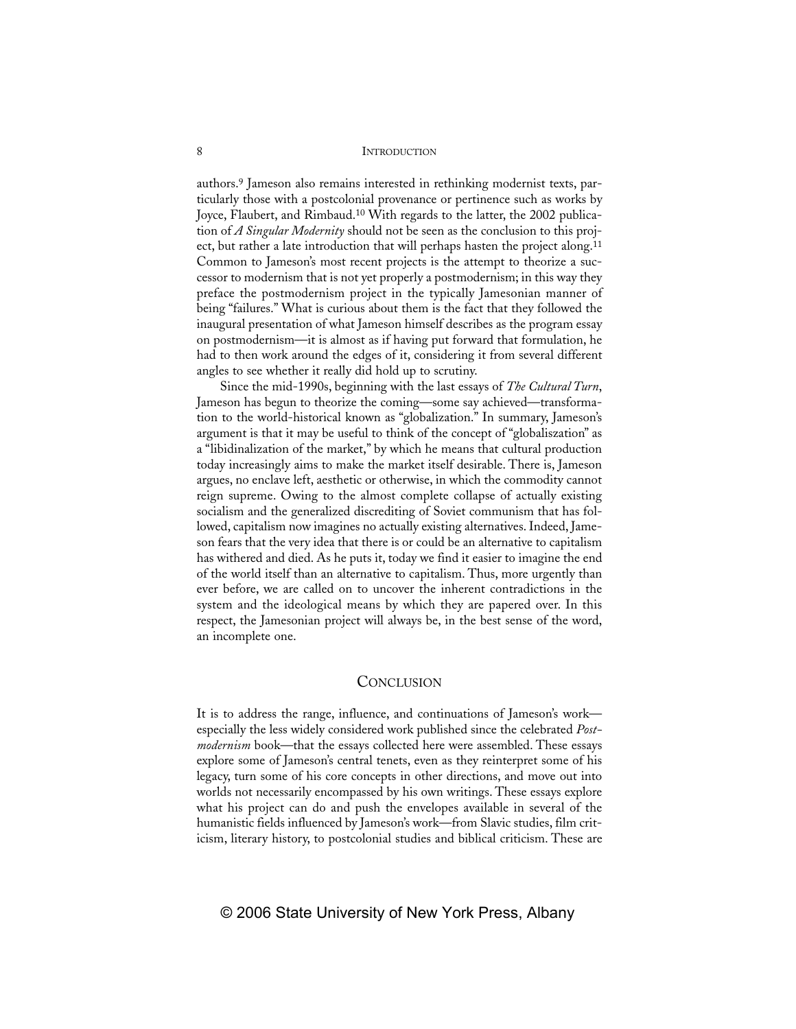authors.[9] Jameson also remains interested in rethinking modernist texts, particularly those with a postcolonial provenance or pertinence such as works by Joyce, Flaubert, and Rimbaud.[10] With regards to the latter, the 2002 publication of *A Singular Modernity* should not be seen as the conclusion to this project, but rather a late introduction that will perhaps hasten the project along.[11] Common to Jameson's most recent projects is the attempt to theorize a successor to modernism that is not yet properly a postmodernism; in this way they preface the postmodernism project in the typically Jamesonian manner of being "failures." What is curious about them is the fact that they followed the inaugural presentation of what Jameson himself describes as the program essay on postmodernism—it is almost as if having put forward that formulation, he had to then work around the edges of it, considering it from several different angles to see whether it really did hold up to scrutiny.

Since the mid-1990s, beginning with the last essays of *The Cultural Turn*, Jameson has begun to theorize the coming—some say achieved—transformation to the world-historical known as "globalization." In summary, Jameson's argument is that it may be useful to think of the concept of "globaliszation" as a "libidinalization of the market," by which he means that cultural production today increasingly aims to make the market itself desirable. There is, Jameson argues, no enclave left, aesthetic or otherwise, in which the commodity cannot reign supreme. Owing to the almost complete collapse of actually existing socialism and the generalized discrediting of Soviet communism that has followed, capitalism now imagines no actually existing alternatives. Indeed, Jameson fears that the very idea that there is or could be an alternative to capitalism has withered and died. As he puts it, today we find it easier to imagine the end of the world itself than an alternative to capitalism. Thus, more urgently than ever before, we are called on to uncover the inherent contradictions in the system and the ideological means by which they are papered over. In this respect, the Jamesonian project will always be, in the best sense of the word, an incomplete one.

## Conclusion

It is to address the range, influence, and continuations of Jameson's work—especially the less widely considered work published since the celebrated *Postmodernism* book—that the essays collected here were assembled. These essays explore some of Jameson's central tenets, even as they reinterpret some of his legacy, turn some of his core concepts in other directions, and move out into worlds not necessarily encompassed by his own writings. These essays explore what his project can do and push the envelopes available in several of the humanistic fields influenced by Jameson's work—from Slavic studies, film criticism, literary history, to postcolonial studies and biblical criticism. These are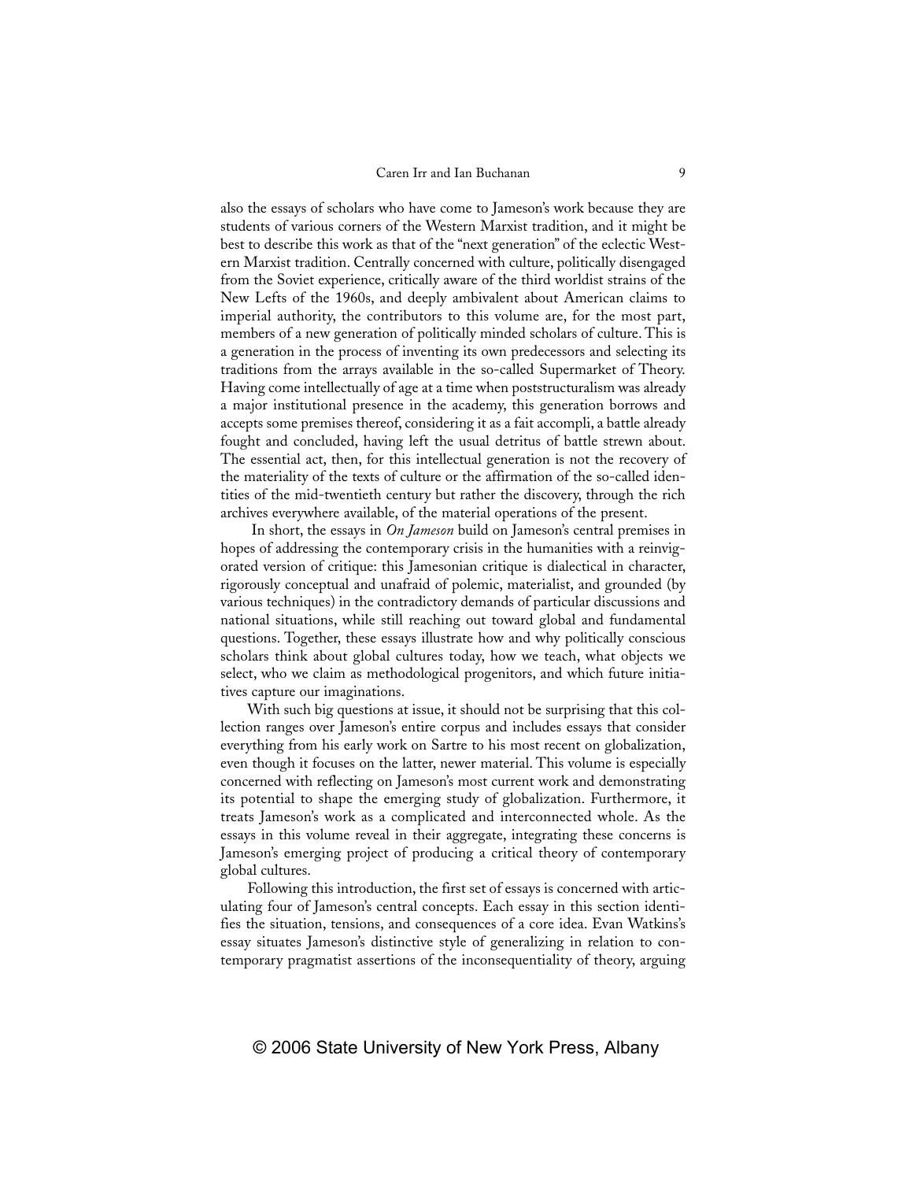also the essays of scholars who have come to Jameson's work because they are students of various corners of the Western Marxist tradition, and it might be best to describe this work as that of the "next generation" of the eclectic Western Marxist tradition. Centrally concerned with culture, politically disengaged from the Soviet experience, critically aware of the third worldist strains of the New Lefts of the 1960s, and deeply ambivalent about American claims to imperial authority, the contributors to this volume are, for the most part, members of a new generation of politically minded scholars of culture. This is a generation in the process of inventing its own predecessors and selecting its traditions from the arrays available in the so-called Supermarket of Theory. Having come intellectually of age at a time when poststructuralism was already a major institutional presence in the academy, this generation borrows and accepts some premises thereof, considering it as a fait accompli, a battle already fought and concluded, having left the usual detritus of battle strewn about. The essential act, then, for this intellectual generation is not the recovery of the materiality of the texts of culture or the affirmation of the so-called identities of the mid-twentieth century but rather the discovery, through the rich archives everywhere available, of the material operations of the present.

In short, the essays in *On Jameson* build on Jameson's central premises in hopes of addressing the contemporary crisis in the humanities with a reinvigorated version of critique: this Jamesonian critique is dialectical in character, rigorously conceptual and unafraid of polemic, materialist, and grounded (by various techniques) in the contradictory demands of particular discussions and national situations, while still reaching out toward global and fundamental questions. Together, these essays illustrate how and why politically conscious scholars think about global cultures today, how we teach, what objects we select, who we claim as methodological progenitors, and which future initiatives capture our imaginations.

With such big questions at issue, it should not be surprising that this collection ranges over Jameson's entire corpus and includes essays that consider everything from his early work on Sartre to his most recent on globalization, even though it focuses on the latter, newer material. This volume is especially concerned with reflecting on Jameson's most current work and demonstrating its potential to shape the emerging study of globalization. Furthermore, it treats Jameson's work as a complicated and interconnected whole. As the essays in this volume reveal in their aggregate, integrating these concerns is Jameson's emerging project of producing a critical theory of contemporary global cultures.

Following this introduction, the first set of essays is concerned with articulating four of Jameson's central concepts. Each essay in this section identifies the situation, tensions, and consequences of a core idea. Evan Watkins's essay situates Jameson's distinctive style of generalizing in relation to contemporary pragmatist assertions of the inconsequentiality of theory, arguing

© 2006 State University of New York Press, Albany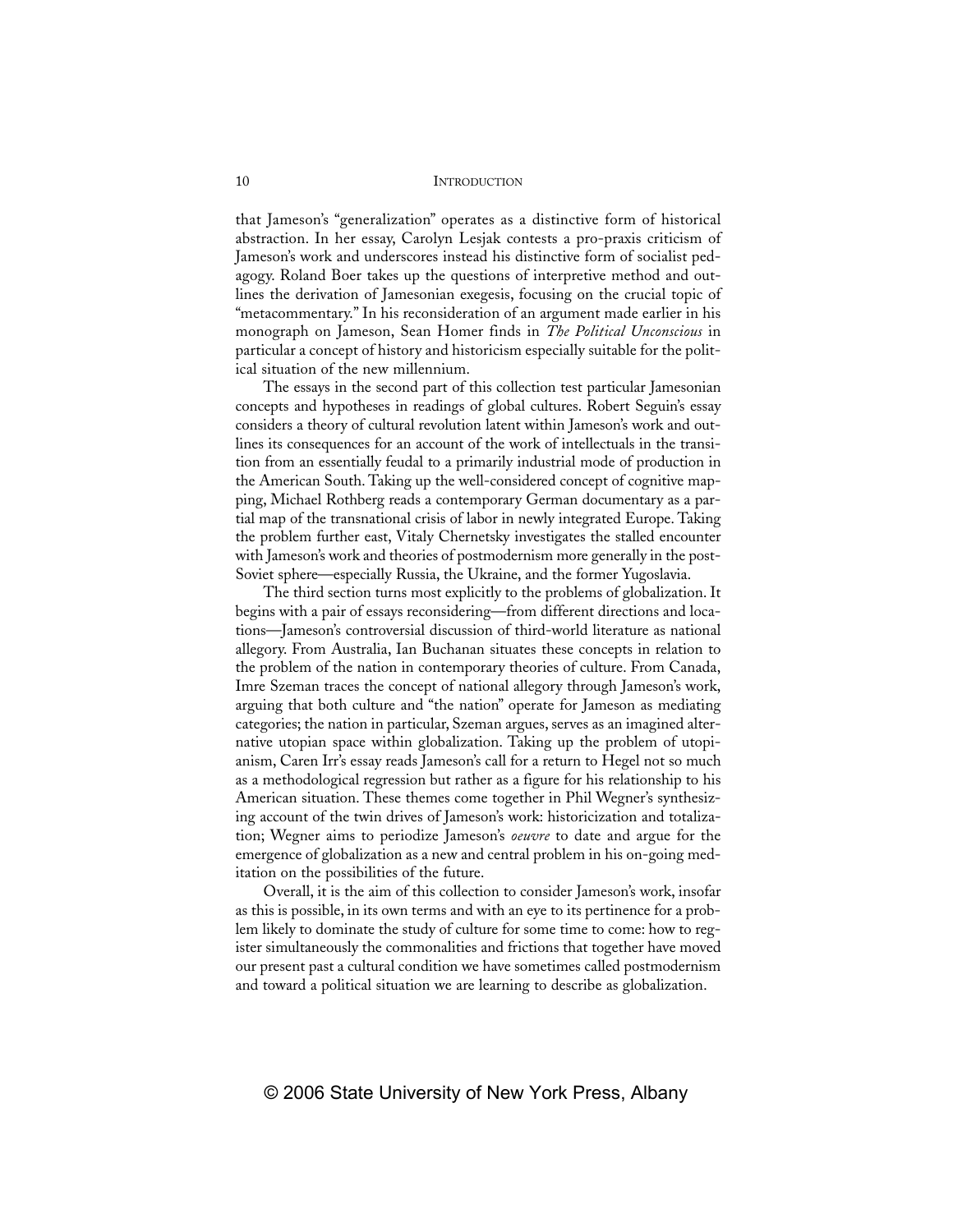that Jameson's "generalization" operates as a distinctive form of historical abstraction. In her essay, Carolyn Lesjak contests a pro-praxis criticism of Jameson's work and underscores instead his distinctive form of socialist pedagogy. Roland Boer takes up the questions of interpretive method and outlines the derivation of Jamesonian exegesis, focusing on the crucial topic of "metacommentary." In his reconsideration of an argument made earlier in his monograph on Jameson, Sean Homer finds in *The Political Unconscious* in particular a concept of history and historicism especially suitable for the political situation of the new millennium.

The essays in the second part of this collection test particular Jamesonian concepts and hypotheses in readings of global cultures. Robert Seguin's essay considers a theory of cultural revolution latent within Jameson's work and outlines its consequences for an account of the work of intellectuals in the transition from an essentially feudal to a primarily industrial mode of production in the American South. Taking up the well-considered concept of cognitive mapping, Michael Rothberg reads a contemporary German documentary as a partial map of the transnational crisis of labor in newly integrated Europe. Taking the problem further east, Vitaly Chernetsky investigates the stalled encounter with Jameson's work and theories of postmodernism more generally in the post-Soviet sphere—especially Russia, the Ukraine, and the former Yugoslavia.

The third section turns most explicitly to the problems of globalization. It begins with a pair of essays reconsidering—from different directions and locations—Jameson's controversial discussion of third-world literature as national allegory. From Australia, Ian Buchanan situates these concepts in relation to the problem of the nation in contemporary theories of culture. From Canada, Imre Szeman traces the concept of national allegory through Jameson's work, arguing that both culture and "the nation" operate for Jameson as mediating categories; the nation in particular, Szeman argues, serves as an imagined alternative utopian space within globalization. Taking up the problem of utopianism, Caren Irr's essay reads Jameson's call for a return to Hegel not so much as a methodological regression but rather as a figure for his relationship to his American situation. These themes come together in Phil Wegner's synthesizing account of the twin drives of Jameson's work: historicization and totalization; Wegner aims to periodize Jameson's *oeuvre* to date and argue for the emergence of globalization as a new and central problem in his on-going meditation on the possibilities of the future.

Overall, it is the aim of this collection to consider Jameson's work, insofar as this is possible, in its own terms and with an eye to its pertinence for a problem likely to dominate the study of culture for some time to come: how to register simultaneously the commonalities and frictions that together have moved our present past a cultural condition we have sometimes called postmodernism and toward a political situation we are learning to describe as globalization.

© 2006 State University of New York Press, Albany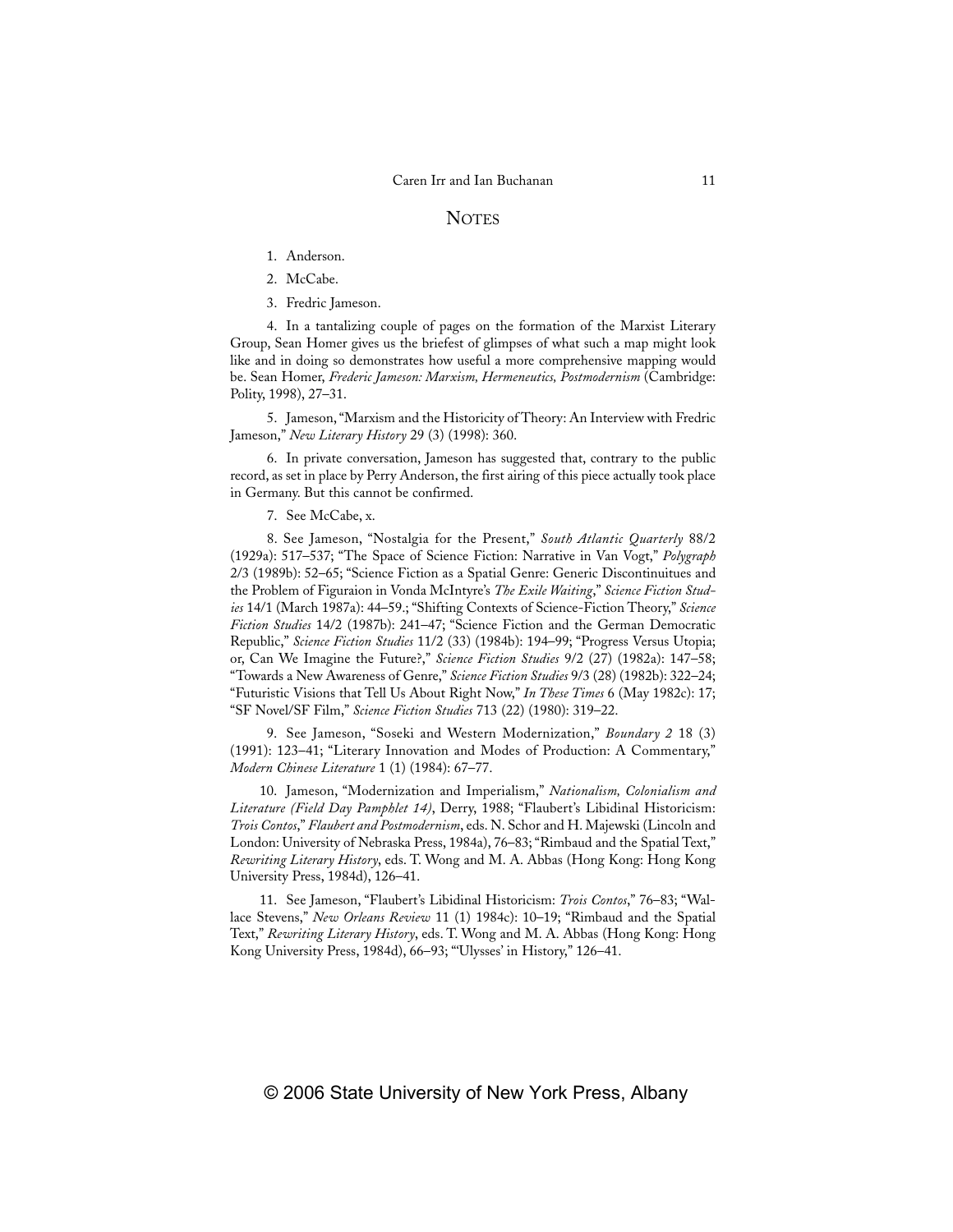## Notes

1. Anderson.

2. McCabe.

3. Fredric Jameson.

4. In a tantalizing couple of pages on the formation of the Marxist Literary Group, Sean Homer gives us the briefest of glimpses of what such a map might look like and in doing so demonstrates how useful a more comprehensive mapping would be. Sean Homer, *Frederic Jameson: Marxism, Hermeneutics, Postmodernism* (Cambridge: Polity, 1998), 27–31.

5. Jameson, "Marxism and the Historicity of Theory: An Interview with Fredric Jameson," *New Literary History* 29 (3) (1998): 360.

6. In private conversation, Jameson has suggested that, contrary to the public record, as set in place by Perry Anderson, the first airing of this piece actually took place in Germany. But this cannot be confirmed.

7. See McCabe, x.

8. See Jameson, "Nostalgia for the Present," *South Atlantic Quarterly* 88/2 (1929a): 517–537; "The Space of Science Fiction: Narrative in Van Vogt," *Polygraph* 2/3 (1989b): 52–65; "Science Fiction as a Spatial Genre: Generic Discontinuitues and the Problem of Figuraion in Vonda McIntyre's *The Exile Waiting*," *Science Fiction Studies* 14/1 (March 1987a): 44–59.; "Shifting Contexts of Science-Fiction Theory," *Science Fiction Studies* 14/2 (1987b): 241–47; "Science Fiction and the German Democratic Republic," *Science Fiction Studies* 11/2 (33) (1984b): 194–99; "Progress Versus Utopia; or, Can We Imagine the Future?," *Science Fiction Studies* 9/2 (27) (1982a): 147–58; "Towards a New Awareness of Genre," *Science Fiction Studies* 9/3 (28) (1982b): 322–24; "Futuristic Visions that Tell Us About Right Now," *In These Times* 6 (May 1982c): 17; "SF Novel/SF Film," *Science Fiction Studies* 713 (22) (1980): 319–22.

9. See Jameson, "Soseki and Western Modernization," *Boundary 2* 18 (3) (1991): 123–41; "Literary Innovation and Modes of Production: A Commentary," *Modern Chinese Literature* 1 (1) (1984): 67–77.

10. Jameson, "Modernization and Imperialism," *Nationalism, Colonialism and Literature (Field Day Pamphlet 14)*, Derry, 1988; "Flaubert's Libidinal Historicism: *Trois Contos*," *Flaubert and Postmodernism*, eds. N. Schor and H. Majewski (Lincoln and London: University of Nebraska Press, 1984a), 76–83; "Rimbaud and the Spatial Text," *Rewriting Literary History*, eds. T. Wong and M. A. Abbas (Hong Kong: Hong Kong University Press, 1984d), 126–41.

11. See Jameson, "Flaubert's Libidinal Historicism: *Trois Contos*," 76–83; "Wallace Stevens," *New Orleans Review* 11 (1) 1984c): 10–19; "Rimbaud and the Spatial Text," *Rewriting Literary History*, eds. T. Wong and M. A. Abbas (Hong Kong: Hong Kong University Press, 1984d), 66–93; "'Ulysses' in History," 126–41.